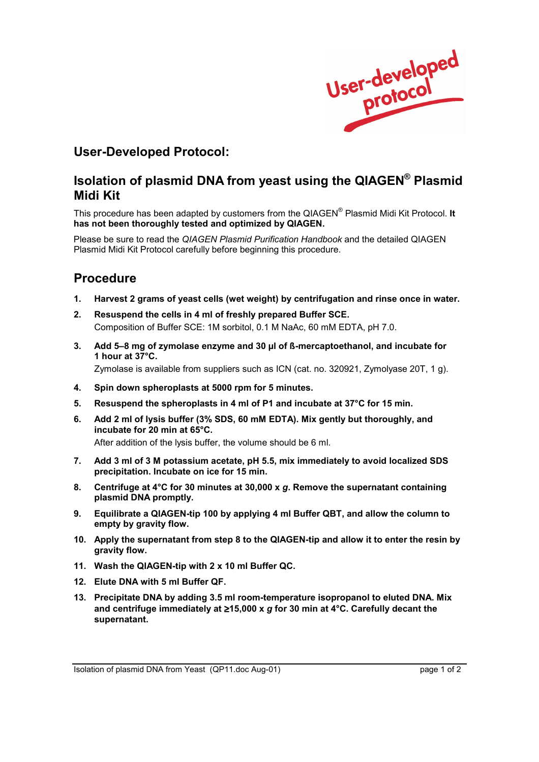User-developed protocol

## User-Developed Protocol:

## Isolation of plasmid DNA from yeast using the QIAGEN® Plasmid Midi Kit

This procedure has been adapted by customers from the QIAGEN® Plasmid Midi Kit Protocol. **It has not been thoroughly tested and optimized by QIAGEN.**

Please be sure to read the *QIAGEN Plasmid Purification Handbook* and the detailed QIAGEN Plasmid Midi Kit Protocol carefully before beginning this procedure.

## Procedure

1. **Harvest 2 grams of yeast cells (wet weight) by centrifugation and rinse once in water.**
2. **Resuspend the cells in 4 ml of freshly prepared Buffer SCE.**
   Composition of Buffer SCE: 1M sorbitol, 0.1 M NaAc, 60 mM EDTA, pH 7.0.
3. **Add 5–8 mg of zymolase enzyme and 30 µl of ß-mercaptoethanol, and incubate for 1 hour at 37°C.**
   Zymolase is available from suppliers such as ICN (cat. no. 320921, Zymolyase 20T, 1 g).
4. **Spin down spheroplasts at 5000 rpm for 5 minutes.**
5. **Resuspend the spheroplasts in 4 ml of P1 and incubate at 37°C for 15 min.**
6. **Add 2 ml of lysis buffer (3% SDS, 60 mM EDTA). Mix gently but thoroughly, and incubate for 20 min at 65°C.**
   After addition of the lysis buffer, the volume should be 6 ml.
7. **Add 3 ml of 3 M potassium acetate, pH 5.5, mix immediately to avoid localized SDS precipitation. Incubate on ice for 15 min.**
8. **Centrifuge at 4°C for 30 minutes at 30,000 x *g*. Remove the supernatant containing plasmid DNA promptly.**
9. **Equilibrate a QIAGEN-tip 100 by applying 4 ml Buffer QBT, and allow the column to empty by gravity flow.**
10. **Apply the supernatant from step 8 to the QIAGEN-tip and allow it to enter the resin by gravity flow.**
11. **Wash the QIAGEN-tip with 2 x 10 ml Buffer QC.**
12. **Elute DNA with 5 ml Buffer QF.**
13. **Precipitate DNA by adding 3.5 ml room-temperature isopropanol to eluted DNA. Mix and centrifuge immediately at ≥15,000 x *g* for 30 min at 4°C. Carefully decant the supernatant.**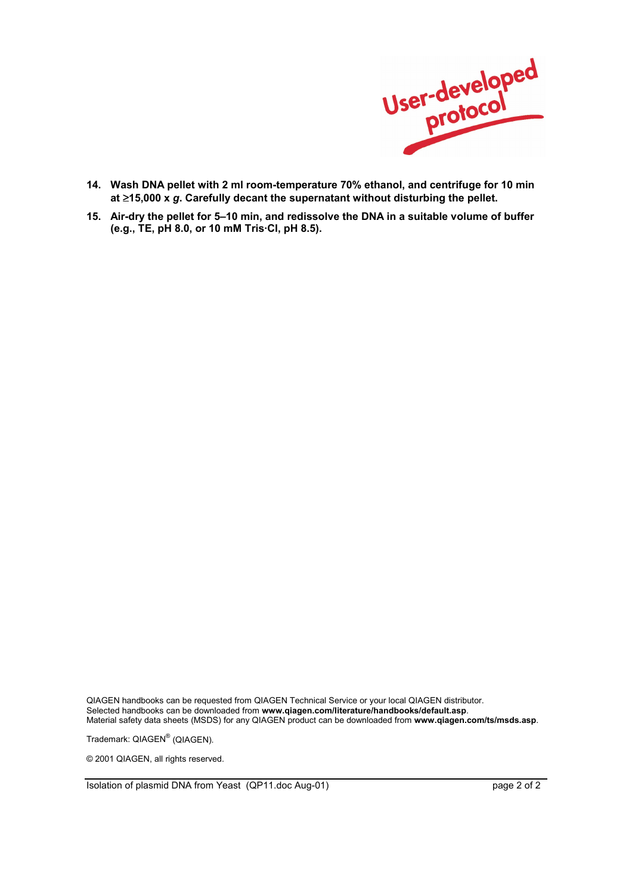**14. Wash DNA pellet with 2 ml room-temperature 70% ethanol, and centrifuge for 10 min at ≥15,000 x *g*. Carefully decant the supernatant without disturbing the pellet.**

**15. Air-dry the pellet for 5–10 min, and redissolve the DNA in a suitable volume of buffer (e.g., TE, pH 8.0, or 10 mM Tris·Cl, pH 8.5).**

QIAGEN handbooks can be requested from QIAGEN Technical Service or your local QIAGEN distributor.
Selected handbooks can be downloaded from **www.qiagen.com/literature/handbooks/default.asp**.
Material safety data sheets (MSDS) for any QIAGEN product can be downloaded from **www.qiagen.com/ts/msds.asp**.

Trademark: QIAGEN® (QIAGEN).

© 2001 QIAGEN, all rights reserved.